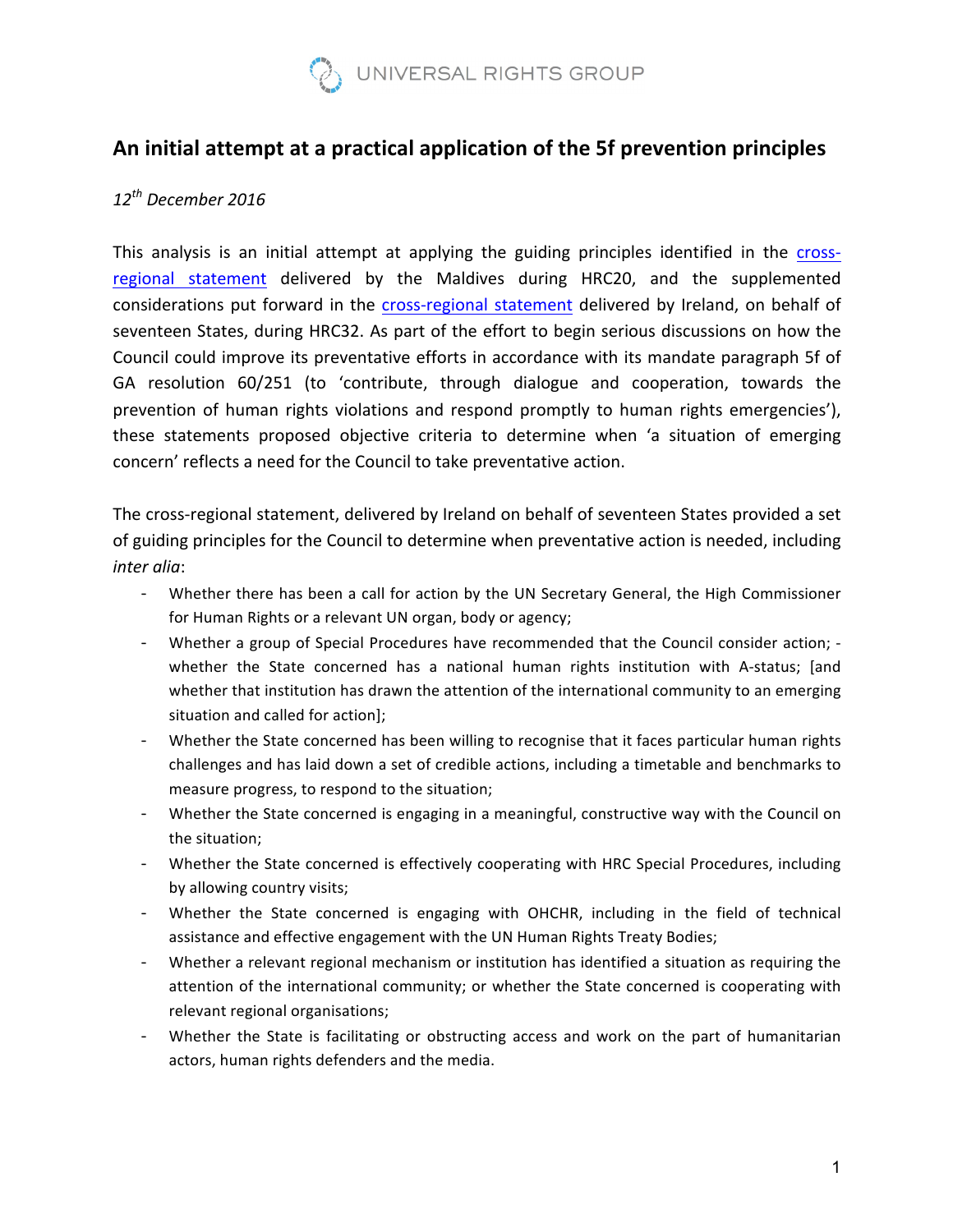UNIVERSAL RIGHTS GROUP

# An initial attempt at a practical application of the 5f prevention principles

*12th December 2016*

This analysis is an initial attempt at applying the guiding principles identified in the cross-regional statement delivered by the Maldives during HRC20, and the supplemented considerations put forward in the cross-regional statement delivered by Ireland, on behalf of seventeen States, during HRC32. As part of the effort to begin serious discussions on how the Council could improve its preventative efforts in accordance with its mandate paragraph 5f of GA resolution 60/251 (to 'contribute, through dialogue and cooperation, towards the prevention of human rights violations and respond promptly to human rights emergencies'), these statements proposed objective criteria to determine when 'a situation of emerging concern' reflects a need for the Council to take preventative action.

The cross-regional statement, delivered by Ireland on behalf of seventeen States provided a set of guiding principles for the Council to determine when preventative action is needed, including *inter alia*:

- Whether there has been a call for action by the UN Secretary General, the High Commissioner for Human Rights or a relevant UN organ, body or agency;
- Whether a group of Special Procedures have recommended that the Council consider action; - whether the State concerned has a national human rights institution with A-status; [and whether that institution has drawn the attention of the international community to an emerging situation and called for action];
- Whether the State concerned has been willing to recognise that it faces particular human rights challenges and has laid down a set of credible actions, including a timetable and benchmarks to measure progress, to respond to the situation;
- Whether the State concerned is engaging in a meaningful, constructive way with the Council on the situation;
- Whether the State concerned is effectively cooperating with HRC Special Procedures, including by allowing country visits;
- Whether the State concerned is engaging with OHCHR, including in the field of technical assistance and effective engagement with the UN Human Rights Treaty Bodies;
- Whether a relevant regional mechanism or institution has identified a situation as requiring the attention of the international community; or whether the State concerned is cooperating with relevant regional organisations;
- Whether the State is facilitating or obstructing access and work on the part of humanitarian actors, human rights defenders and the media.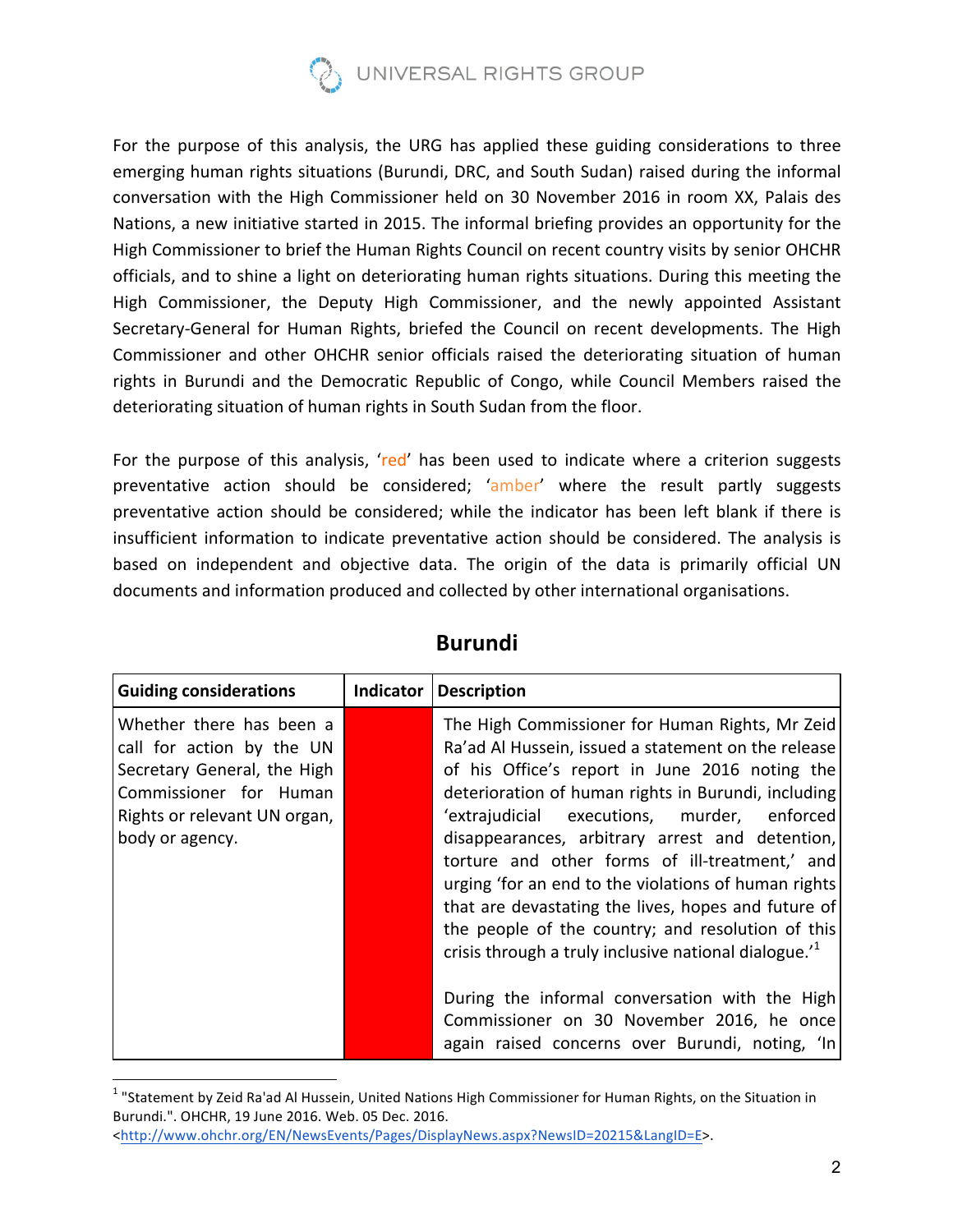For the purpose of this analysis, the URG has applied these guiding considerations to three emerging human rights situations (Burundi, DRC, and South Sudan) raised during the informal conversation with the High Commissioner held on 30 November 2016 in room XX, Palais des Nations, a new initiative started in 2015. The informal briefing provides an opportunity for the High Commissioner to brief the Human Rights Council on recent country visits by senior OHCHR officials, and to shine a light on deteriorating human rights situations. During this meeting the High Commissioner, the Deputy High Commissioner, and the newly appointed Assistant Secretary-General for Human Rights, briefed the Council on recent developments. The High Commissioner and other OHCHR senior officials raised the deteriorating situation of human rights in Burundi and the Democratic Republic of Congo, while Council Members raised the deteriorating situation of human rights in South Sudan from the floor.

For the purpose of this analysis, 'red' has been used to indicate where a criterion suggests preventative action should be considered; 'amber' where the result partly suggests preventative action should be considered; while the indicator has been left blank if there is insufficient information to indicate preventative action should be considered. The analysis is based on independent and objective data. The origin of the data is primarily official UN documents and information produced and collected by other international organisations.

## Burundi

| Guiding considerations | Indicator | Description |
|---|---|---|
| Whether there has been a call for action by the UN Secretary General, the High Commissioner for Human Rights or relevant UN organ, body or agency. | Red | The High Commissioner for Human Rights, Mr Zeid Ra'ad Al Hussein, issued a statement on the release of his Office's report in June 2016 noting the deterioration of human rights in Burundi, including 'extrajudicial executions, murder, enforced disappearances, arbitrary arrest and detention, torture and other forms of ill-treatment,' and urging 'for an end to the violations of human rights that are devastating the lives, hopes and future of the people of the country; and resolution of this crisis through a truly inclusive national dialogue.'[1]<br><br>During the informal conversation with the High Commissioner on 30 November 2016, he once again raised concerns over Burundi, noting, 'In |

[1] "Statement by Zeid Ra'ad Al Hussein, United Nations High Commissioner for Human Rights, on the Situation in Burundi.". OHCHR, 19 June 2016. Web. 05 Dec. 2016. <http://www.ohchr.org/EN/NewsEvents/Pages/DisplayNews.aspx?NewsID=20215&LangID=E>.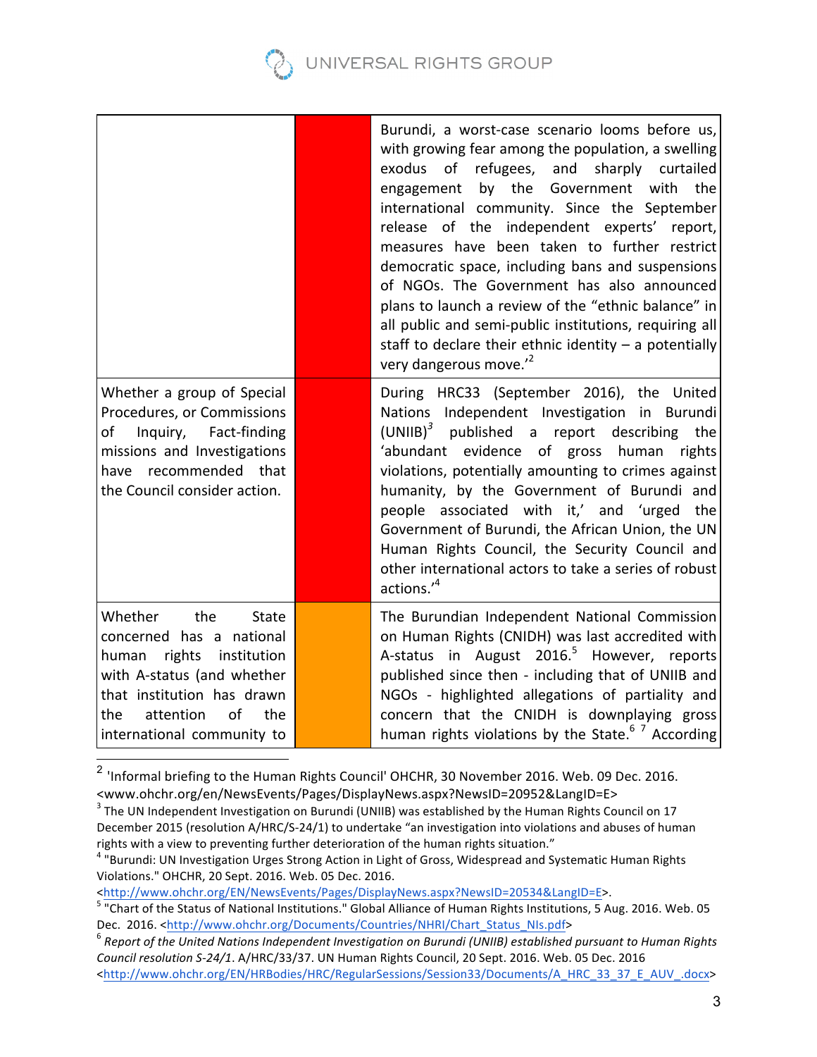| | | |
|---|---|---|
| | | Burundi, a worst-case scenario looms before us, with growing fear among the population, a swelling exodus of refugees, and sharply curtailed engagement by the Government with the international community. Since the September release of the independent experts' report, measures have been taken to further restrict democratic space, including bans and suspensions of NGOs. The Government has also announced plans to launch a review of the "ethnic balance" in all public and semi-public institutions, requiring all staff to declare their ethnic identity – a potentially very dangerous move.'[2] |
| Whether a group of Special Procedures, or Commissions of Inquiry, Fact-finding missions and Investigations have recommended that the Council consider action. | | During HRC33 (September 2016), the United Nations Independent Investigation in Burundi (UNIIB)[3] published a report describing the 'abundant evidence of gross human rights violations, potentially amounting to crimes against humanity, by the Government of Burundi and people associated with it,' and 'urged the Government of Burundi, the African Union, the UN Human Rights Council, the Security Council and other international actors to take a series of robust actions.'[4] |
| Whether the State concerned has a national human rights institution with A-status (and whether that institution has drawn the attention of the international community to | | The Burundian Independent National Commission on Human Rights (CNIDH) was last accredited with A-status in August 2016.[5] However, reports published since then - including that of UNIIB and NGOs - highlighted allegations of partiality and concern that the CNIDH is downplaying gross human rights violations by the State.[6] [7] According |

[2] 'Informal briefing to the Human Rights Council' OHCHR, 30 November 2016. Web. 09 Dec. 2016. <www.ohchr.org/en/NewsEvents/Pages/DisplayNews.aspx?NewsID=20952&LangID=E>

[3] The UN Independent Investigation on Burundi (UNIIB) was established by the Human Rights Council on 17 December 2015 (resolution A/HRC/S-24/1) to undertake "an investigation into violations and abuses of human rights with a view to preventing further deterioration of the human rights situation."

[4] "Burundi: UN Investigation Urges Strong Action in Light of Gross, Widespread and Systematic Human Rights Violations." OHCHR, 20 Sept. 2016. Web. 05 Dec. 2016. <http://www.ohchr.org/EN/NewsEvents/Pages/DisplayNews.aspx?NewsID=20534&LangID=E>.

[5] "Chart of the Status of National Institutions." Global Alliance of Human Rights Institutions, 5 Aug. 2016. Web. 05 Dec. 2016. <http://www.ohchr.org/Documents/Countries/NHRI/Chart_Status_NIs.pdf>

[6] *Report of the United Nations Independent Investigation on Burundi (UNIIB) established pursuant to Human Rights Council resolution S-24/1*. A/HRC/33/37. UN Human Rights Council, 20 Sept. 2016. Web. 05 Dec. 2016 <http://www.ohchr.org/EN/HRBodies/HRC/RegularSessions/Session33/Documents/A_HRC_33_37_E_AUV_.docx>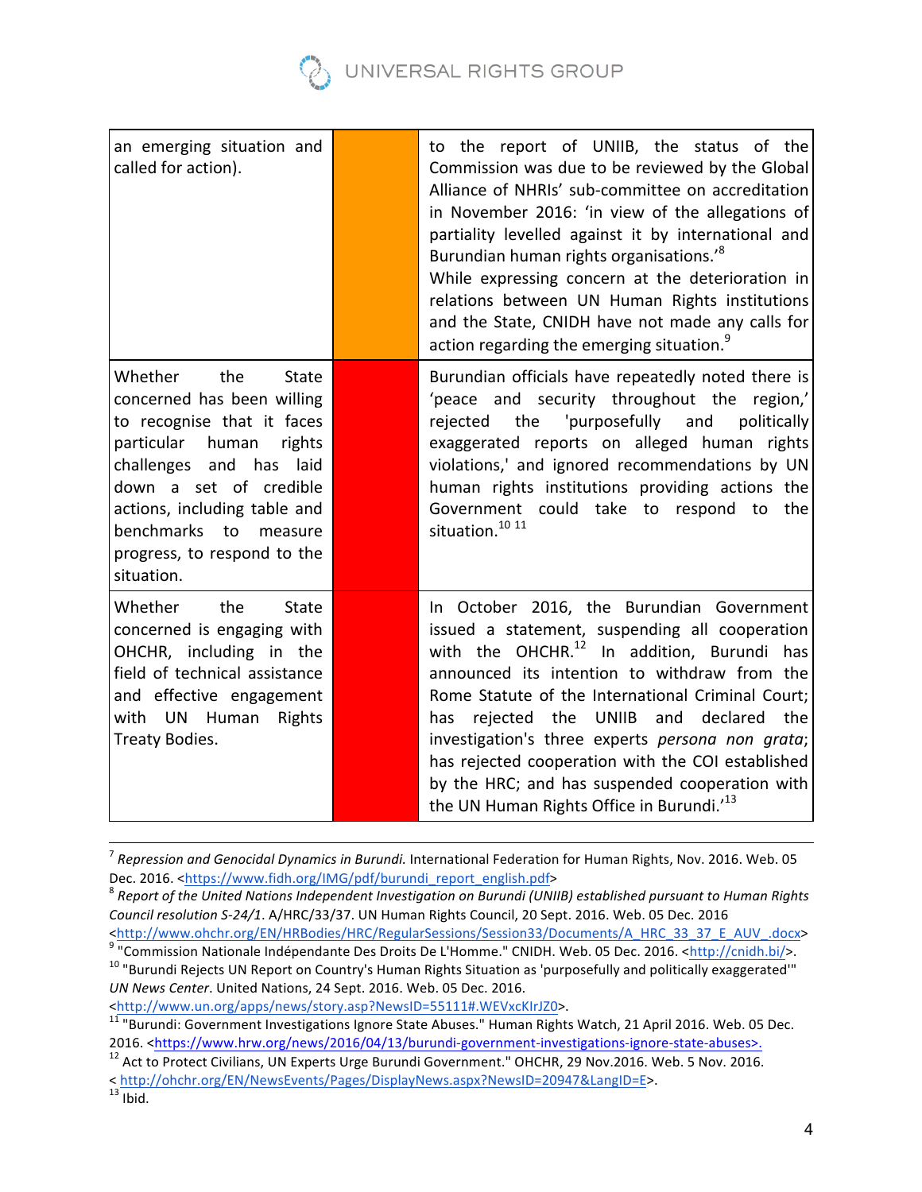| | | |
|---|---|---|
| an emerging situation and called for action). | | to the report of UNIIB, the status of the Commission was due to be reviewed by the Global Alliance of NHRIs' sub-committee on accreditation in November 2016: 'in view of the allegations of partiality levelled against it by international and Burundian human rights organisations.'[8]<br>While expressing concern at the deterioration in relations between UN Human Rights institutions and the State, CNIDH have not made any calls for action regarding the emerging situation.[9] |
| Whether the State concerned has been willing to recognise that it faces particular human rights challenges and has laid down a set of credible actions, including table and benchmarks to measure progress, to respond to the situation. | | Burundian officials have repeatedly noted there is 'peace and security throughout the region,' rejected the 'purposefully and politically exaggerated reports on alleged human rights violations,' and ignored recommendations by UN human rights institutions providing actions the Government could take to respond to the situation.[10] [11] |
| Whether the State concerned is engaging with OHCHR, including in the field of technical assistance and effective engagement with UN Human Rights Treaty Bodies. | | In October 2016, the Burundian Government issued a statement, suspending all cooperation with the OHCHR.[12] In addition, Burundi has announced its intention to withdraw from the Rome Statute of the International Criminal Court; has rejected the UNIIB and declared the investigation's three experts *persona non grata*; has rejected cooperation with the COI established by the HRC; and has suspended cooperation with the UN Human Rights Office in Burundi.'[13] |

[7] *Repression and Genocidal Dynamics in Burundi.* International Federation for Human Rights, Nov. 2016. Web. 05 Dec. 2016. <https://www.fidh.org/IMG/pdf/burundi_report_english.pdf>

[8] *Report of the United Nations Independent Investigation on Burundi (UNIIB) established pursuant to Human Rights Council resolution S-24/1*. A/HRC/33/37. UN Human Rights Council, 20 Sept. 2016. Web. 05 Dec. 2016 <http://www.ohchr.org/EN/HRBodies/HRC/RegularSessions/Session33/Documents/A_HRC_33_37_E_AUV_.docx>

[9] "Commission Nationale Indépendante Des Droits De L'Homme." CNIDH. Web. 05 Dec. 2016. <http://cnidh.bi/>.

[10] "Burundi Rejects UN Report on Country's Human Rights Situation as 'purposefully and politically exaggerated'" *UN News Center*. United Nations, 24 Sept. 2016. Web. 05 Dec. 2016. <http://www.un.org/apps/news/story.asp?NewsID=55111#.WEVxcKIrJZ0>.

[11] "Burundi: Government Investigations Ignore State Abuses." Human Rights Watch, 21 April 2016. Web. 05 Dec. 2016. <https://www.hrw.org/news/2016/04/13/burundi-government-investigations-ignore-state-abuses>.

[12] Act to Protect Civilians, UN Experts Urge Burundi Government." OHCHR, 29 Nov.2016. Web. 5 Nov. 2016. < http://ohchr.org/EN/NewsEvents/Pages/DisplayNews.aspx?NewsID=20947&LangID=E>.

[13] Ibid.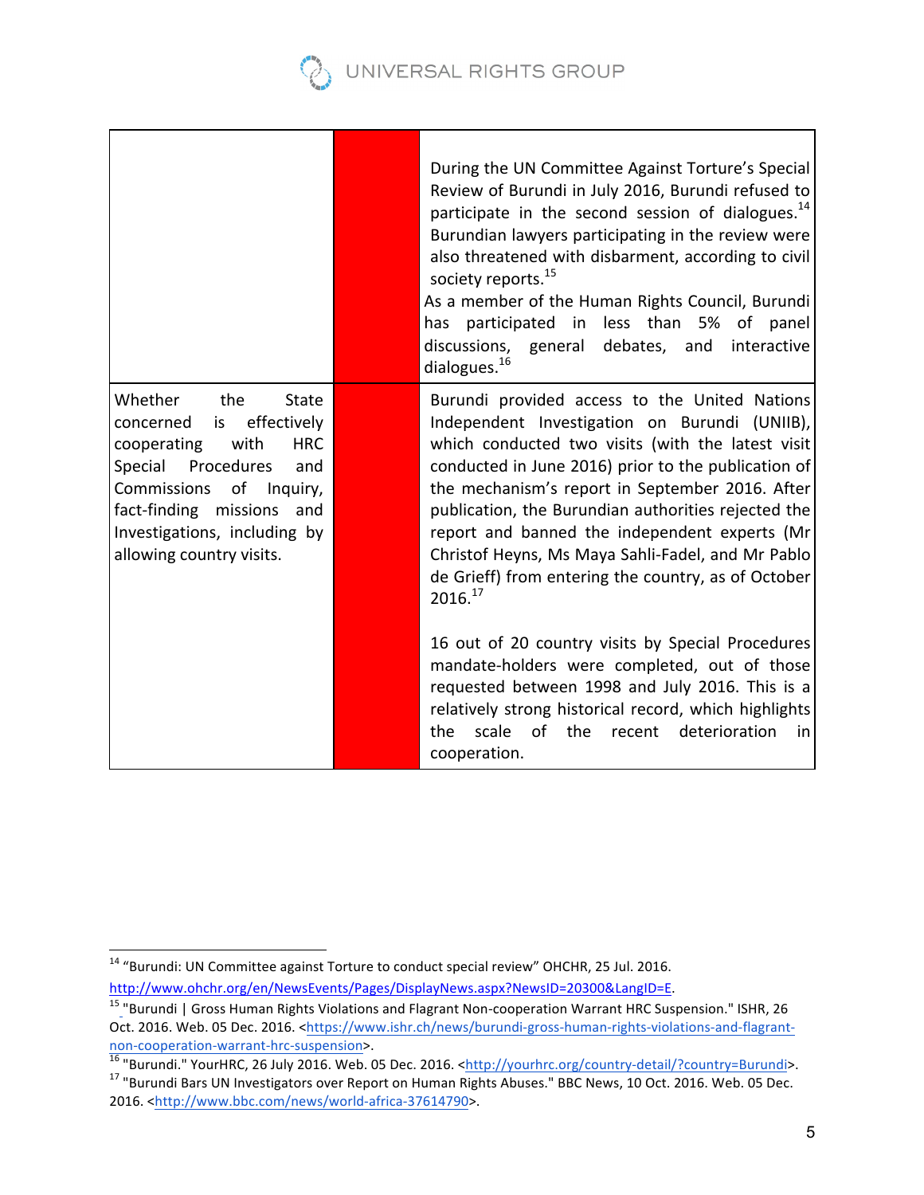| | | |
|---|---|---|
| | | During the UN Committee Against Torture's Special Review of Burundi in July 2016, Burundi refused to participate in the second session of dialogues.[14] Burundian lawyers participating in the review were also threatened with disbarment, according to civil society reports.[15] As a member of the Human Rights Council, Burundi has participated in less than 5% of panel discussions, general debates, and interactive dialogues.[16] |
| Whether the State concerned is effectively cooperating with HRC Special Procedures and Commissions of Inquiry, fact-finding missions and Investigations, including by allowing country visits. | | Burundi provided access to the United Nations Independent Investigation on Burundi (UNIIB), which conducted two visits (with the latest visit conducted in June 2016) prior to the publication of the mechanism's report in September 2016. After publication, the Burundian authorities rejected the report and banned the independent experts (Mr Christof Heyns, Ms Maya Sahli-Fadel, and Mr Pablo de Grieff) from entering the country, as of October 2016.[17]<br><br>16 out of 20 country visits by Special Procedures mandate-holders were completed, out of those requested between 1998 and July 2016. This is a relatively strong historical record, which highlights the scale of the recent deterioration in cooperation. |

[14] "Burundi: UN Committee against Torture to conduct special review" OHCHR, 25 Jul. 2016. http://www.ohchr.org/en/NewsEvents/Pages/DisplayNews.aspx?NewsID=20300&LangID=E.

[15] "Burundi | Gross Human Rights Violations and Flagrant Non-cooperation Warrant HRC Suspension." ISHR, 26 Oct. 2016. Web. 05 Dec. 2016. <https://www.ishr.ch/news/burundi-gross-human-rights-violations-and-flagrant-non-cooperation-warrant-hrc-suspension>.

[16] "Burundi." YourHRC, 26 July 2016. Web. 05 Dec. 2016. <http://yourhrc.org/country-detail/?country=Burundi>.

[17] "Burundi Bars UN Investigators over Report on Human Rights Abuses." BBC News, 10 Oct. 2016. Web. 05 Dec. 2016. <http://www.bbc.com/news/world-africa-37614790>.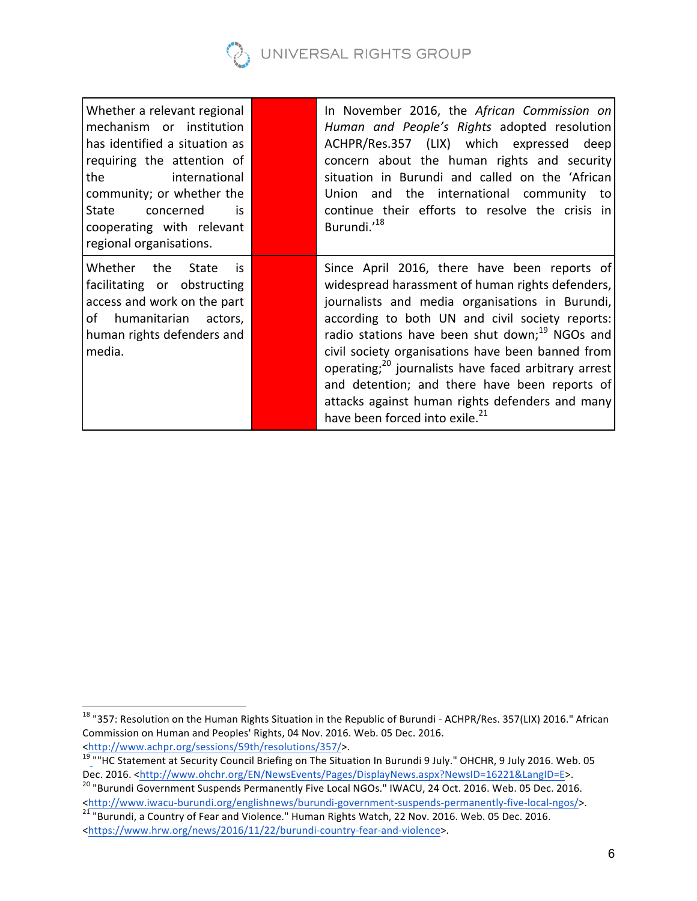| | | |
|---|---|---|
| Whether a relevant regional mechanism or institution has identified a situation as requiring the attention of the international community; or whether the State concerned is cooperating with relevant regional organisations. | | In November 2016, the *African Commission on Human and People's Rights* adopted resolution ACHPR/Res.357 (LIX) which expressed deep concern about the human rights and security situation in Burundi and called on the 'African Union and the international community to continue their efforts to resolve the crisis in Burundi.'[18] |
| Whether the State is facilitating or obstructing access and work on the part of humanitarian actors, human rights defenders and media. | | Since April 2016, there have been reports of widespread harassment of human rights defenders, journalists and media organisations in Burundi, according to both UN and civil society reports: radio stations have been shut down;[19] NGOs and civil society organisations have been banned from operating;[20] journalists have faced arbitrary arrest and detention; and there have been reports of attacks against human rights defenders and many have been forced into exile.[21] |

[18] "357: Resolution on the Human Rights Situation in the Republic of Burundi - ACHPR/Res. 357(LIX) 2016." African Commission on Human and Peoples' Rights, 04 Nov. 2016. Web. 05 Dec. 2016. <http://www.achpr.org/sessions/59th/resolutions/357/>.

[19] ""HC Statement at Security Council Briefing on The Situation In Burundi 9 July." OHCHR, 9 July 2016. Web. 05 Dec. 2016. <http://www.ohchr.org/EN/NewsEvents/Pages/DisplayNews.aspx?NewsID=16221&LangID=E>.

[20] "Burundi Government Suspends Permanently Five Local NGOs." IWACU, 24 Oct. 2016. Web. 05 Dec. 2016. <http://www.iwacu-burundi.org/englishnews/burundi-government-suspends-permanently-five-local-ngos/>.

[21] "Burundi, a Country of Fear and Violence." Human Rights Watch, 22 Nov. 2016. Web. 05 Dec. 2016. <https://www.hrw.org/news/2016/11/22/burundi-country-fear-and-violence>.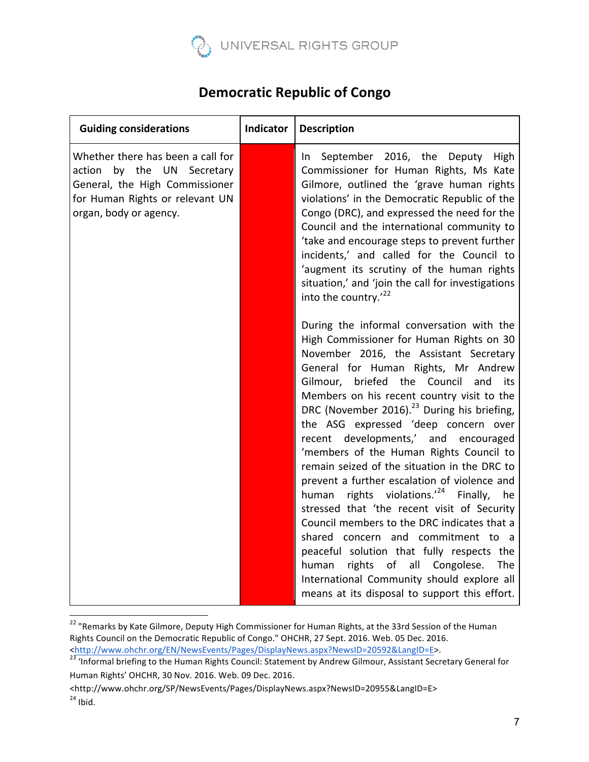## Democratic Republic of Congo

| Guiding considerations | Indicator | Description |
|---|---|---|
| Whether there has been a call for action by the UN Secretary General, the High Commissioner for Human Rights or relevant UN organ, body or agency. | | In September 2016, the Deputy High Commissioner for Human Rights, Ms Kate Gilmore, outlined the 'grave human rights violations' in the Democratic Republic of the Congo (DRC), and expressed the need for the Council and the international community to 'take and encourage steps to prevent further incidents,' and called for the Council to 'augment its scrutiny of the human rights situation,' and 'join the call for investigations into the country.'[22]<br><br>During the informal conversation with the High Commissioner for Human Rights on 30 November 2016, the Assistant Secretary General for Human Rights, Mr Andrew Gilmour, briefed the Council and its Members on his recent country visit to the DRC (November 2016).[23] During his briefing, the ASG expressed 'deep concern over recent developments,' and encouraged 'members of the Human Rights Council to remain seized of the situation in the DRC to prevent a further escalation of violence and human rights violations.'[24] Finally, he stressed that 'the recent visit of Security Council members to the DRC indicates that a shared concern and commitment to a peaceful solution that fully respects the human rights of all Congolese. The International Community should explore all means at its disposal to support this effort. |

[22] "Remarks by Kate Gilmore, Deputy High Commissioner for Human Rights, at the 33rd Session of the Human Rights Council on the Democratic Republic of Congo." OHCHR, 27 Sept. 2016. Web. 05 Dec. 2016. <http://www.ohchr.org/EN/NewsEvents/Pages/DisplayNews.aspx?NewsID=20592&LangID=E>.

[23] 'Informal briefing to the Human Rights Council: Statement by Andrew Gilmour, Assistant Secretary General for Human Rights' OHCHR, 30 Nov. 2016. Web. 09 Dec. 2016. <http://www.ohchr.org/SP/NewsEvents/Pages/DisplayNews.aspx?NewsID=20955&LangID=E>

[24] Ibid.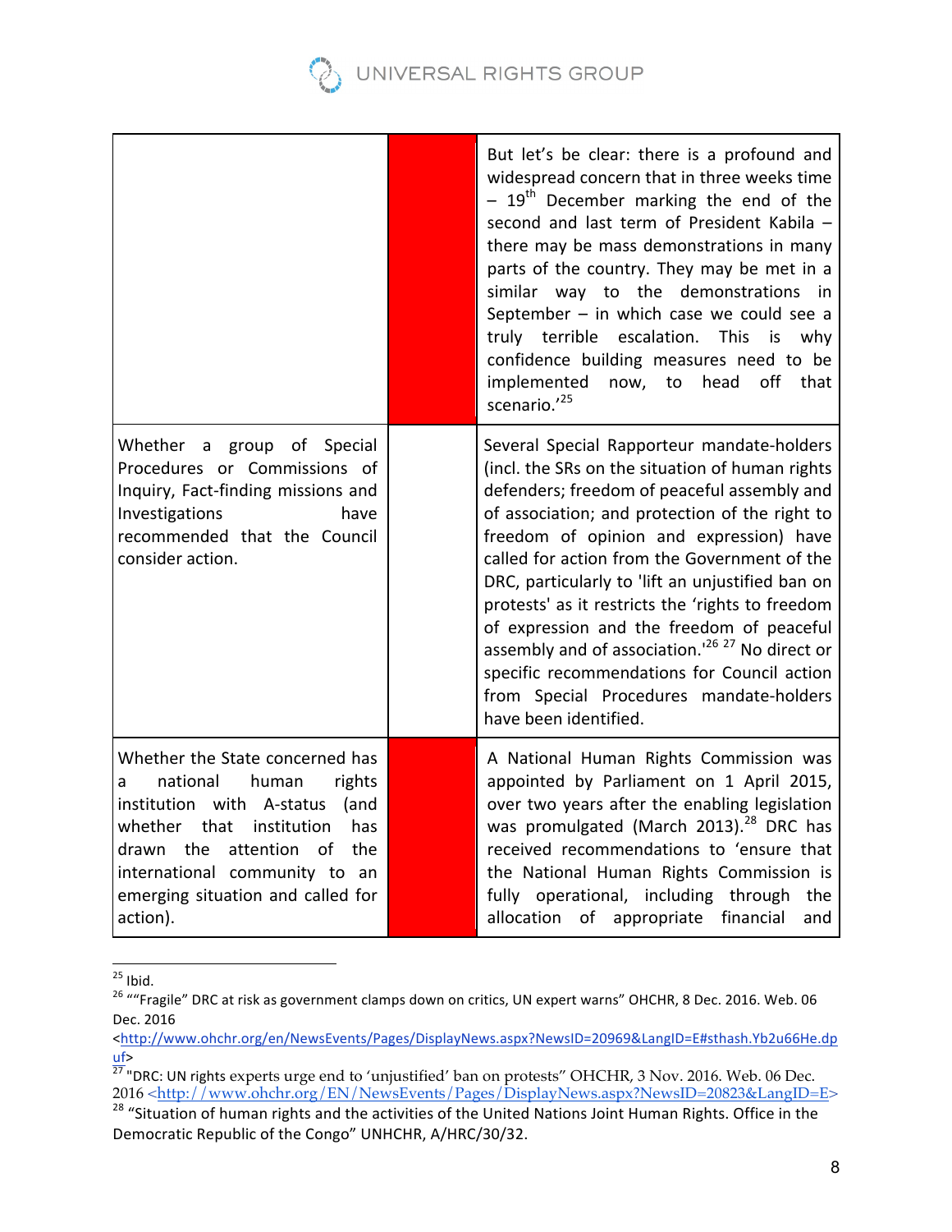| | | |
|---|---|---|
| | | But let's be clear: there is a profound and widespread concern that in three weeks time – 19th December marking the end of the second and last term of President Kabila – there may be mass demonstrations in many parts of the country. They may be met in a similar way to the demonstrations in September – in which case we could see a truly terrible escalation. This is why confidence building measures need to be implemented now, to head off that scenario.'[25] |
| Whether a group of Special Procedures or Commissions of Inquiry, Fact-finding missions and Investigations have recommended that the Council consider action. | | Several Special Rapporteur mandate-holders (incl. the SRs on the situation of human rights defenders; freedom of peaceful assembly and of association; and protection of the right to freedom of opinion and expression) have called for action from the Government of the DRC, particularly to 'lift an unjustified ban on protests' as it restricts the 'rights to freedom of expression and the freedom of peaceful assembly and of association.'[26] [27] No direct or specific recommendations for Council action from Special Procedures mandate-holders have been identified. |
| Whether the State concerned has a national human rights institution with A-status (and whether that institution has drawn the attention of the international community to an emerging situation and called for action). | | A National Human Rights Commission was appointed by Parliament on 1 April 2015, over two years after the enabling legislation was promulgated (March 2013).[28] DRC has received recommendations to 'ensure that the National Human Rights Commission is fully operational, including through the allocation of appropriate financial and |

[25] Ibid.

[26] ""Fragile" DRC at risk as government clamps down on critics, UN expert warns" OHCHR, 8 Dec. 2016. Web. 06 Dec. 2016 <http://www.ohchr.org/en/NewsEvents/Pages/DisplayNews.aspx?NewsID=20969&LangID=E#sthash.Yb2u66He.dpuf>

[27] "DRC: UN rights experts urge end to 'unjustified' ban on protests" OHCHR, 3 Nov. 2016. Web. 06 Dec. 2016 <http://www.ohchr.org/EN/NewsEvents/Pages/DisplayNews.aspx?NewsID=20823&LangID=E>

[28] "Situation of human rights and the activities of the United Nations Joint Human Rights. Office in the Democratic Republic of the Congo" UNHCHR, A/HRC/30/32.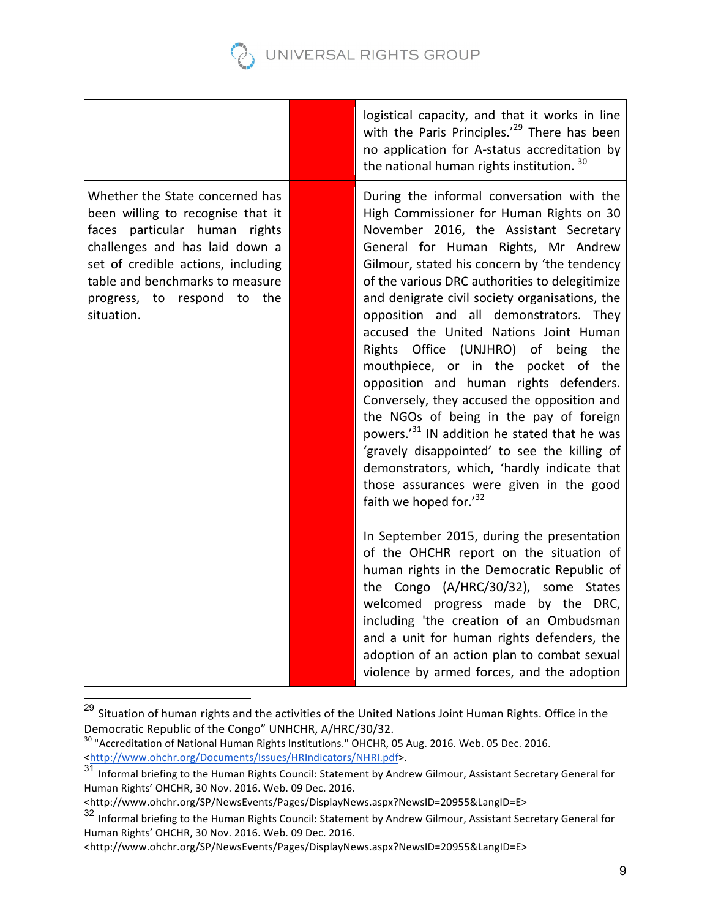| | | |
|---|---|---|
| | | logistical capacity, and that it works in line with the Paris Principles.'[29] There has been no application for A-status accreditation by the national human rights institution. [30] |
| Whether the State concerned has been willing to recognise that it faces particular human rights challenges and has laid down a set of credible actions, including table and benchmarks to measure progress, to respond to the situation. | | During the informal conversation with the High Commissioner for Human Rights on 30 November 2016, the Assistant Secretary General for Human Rights, Mr Andrew Gilmour, stated his concern by 'the tendency of the various DRC authorities to delegitimize and denigrate civil society organisations, the opposition and all demonstrators. They accused the United Nations Joint Human Rights Office (UNJHRO) of being the mouthpiece, or in the pocket of the opposition and human rights defenders. Conversely, they accused the opposition and the NGOs of being in the pay of foreign powers.'[31] IN addition he stated that he was 'gravely disappointed' to see the killing of demonstrators, which, 'hardly indicate that those assurances were given in the good faith we hoped for.'[32]<br><br>In September 2015, during the presentation of the OHCHR report on the situation of human rights in the Democratic Republic of the Congo (A/HRC/30/32), some States welcomed progress made by the DRC, including 'the creation of an Ombudsman and a unit for human rights defenders, the adoption of an action plan to combat sexual violence by armed forces, and the adoption |

[29] Situation of human rights and the activities of the United Nations Joint Human Rights. Office in the Democratic Republic of the Congo" UNHCHR, A/HRC/30/32.

[30] "Accreditation of National Human Rights Institutions." OHCHR, 05 Aug. 2016. Web. 05 Dec. 2016. <http://www.ohchr.org/Documents/Issues/HRIndicators/NHRI.pdf>.

[31] Informal briefing to the Human Rights Council: Statement by Andrew Gilmour, Assistant Secretary General for Human Rights' OHCHR, 30 Nov. 2016. Web. 09 Dec. 2016. <http://www.ohchr.org/SP/NewsEvents/Pages/DisplayNews.aspx?NewsID=20955&LangID=E>

[32] Informal briefing to the Human Rights Council: Statement by Andrew Gilmour, Assistant Secretary General for Human Rights' OHCHR, 30 Nov. 2016. Web. 09 Dec. 2016. <http://www.ohchr.org/SP/NewsEvents/Pages/DisplayNews.aspx?NewsID=20955&LangID=E>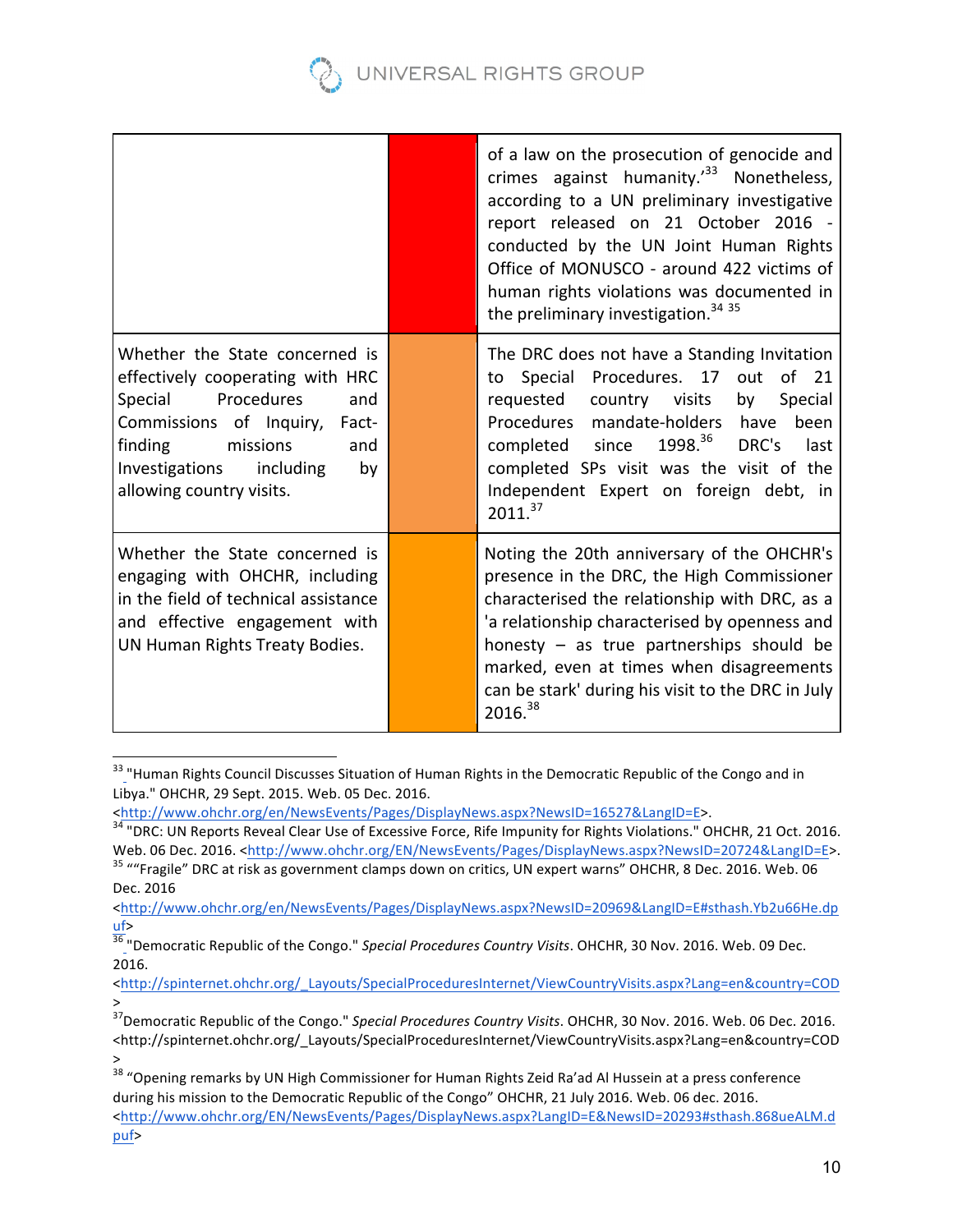| | | |
|---|---|---|
| | | of a law on the prosecution of genocide and crimes against humanity.'[33] Nonetheless, according to a UN preliminary investigative report released on 21 October 2016 - conducted by the UN Joint Human Rights Office of MONUSCO - around 422 victims of human rights violations was documented in the preliminary investigation.[34] [35] |
| Whether the State concerned is effectively cooperating with HRC Special Procedures and Commissions of Inquiry, Fact-finding missions and Investigations including by allowing country visits. | | The DRC does not have a Standing Invitation to Special Procedures. 17 out of 21 requested country visits by Special Procedures mandate-holders have been completed since 1998.[36] DRC's last completed SPs visit was the visit of the Independent Expert on foreign debt, in 2011.[37] |
| Whether the State concerned is engaging with OHCHR, including in the field of technical assistance and effective engagement with UN Human Rights Treaty Bodies. | | Noting the 20th anniversary of the OHCHR's presence in the DRC, the High Commissioner characterised the relationship with DRC, as a 'a relationship characterised by openness and honesty – as true partnerships should be marked, even at times when disagreements can be stark' during his visit to the DRC in July 2016.[38] |

[33] "Human Rights Council Discusses Situation of Human Rights in the Democratic Republic of the Congo and in Libya." OHCHR, 29 Sept. 2015. Web. 05 Dec. 2016. <http://www.ohchr.org/en/NewsEvents/Pages/DisplayNews.aspx?NewsID=16527&LangID=E>.

[34] "DRC: UN Reports Reveal Clear Use of Excessive Force, Rife Impunity for Rights Violations." OHCHR, 21 Oct. 2016. Web. 06 Dec. 2016. <http://www.ohchr.org/EN/NewsEvents/Pages/DisplayNews.aspx?NewsID=20724&LangID=E>.

[35] ""Fragile" DRC at risk as government clamps down on critics, UN expert warns" OHCHR, 8 Dec. 2016. Web. 06 Dec. 2016 <http://www.ohchr.org/en/NewsEvents/Pages/DisplayNews.aspx?NewsID=20969&LangID=E#sthash.Yb2u66He.dpuf>

[36] "Democratic Republic of the Congo." *Special Procedures Country Visits*. OHCHR, 30 Nov. 2016. Web. 09 Dec. 2016. <http://spinternet.ohchr.org/_Layouts/SpecialProceduresInternet/ViewCountryVisits.aspx?Lang=en&country=COD>

[37] Democratic Republic of the Congo." *Special Procedures Country Visits*. OHCHR, 30 Nov. 2016. Web. 06 Dec. 2016. <http://spinternet.ohchr.org/_Layouts/SpecialProceduresInternet/ViewCountryVisits.aspx?Lang=en&country=COD>

[38] "Opening remarks by UN High Commissioner for Human Rights Zeid Ra'ad Al Hussein at a press conference during his mission to the Democratic Republic of the Congo" OHCHR, 21 July 2016. Web. 06 dec. 2016. <http://www.ohchr.org/EN/NewsEvents/Pages/DisplayNews.aspx?LangID=E&NewsID=20293#sthash.868ueALM.dpuf>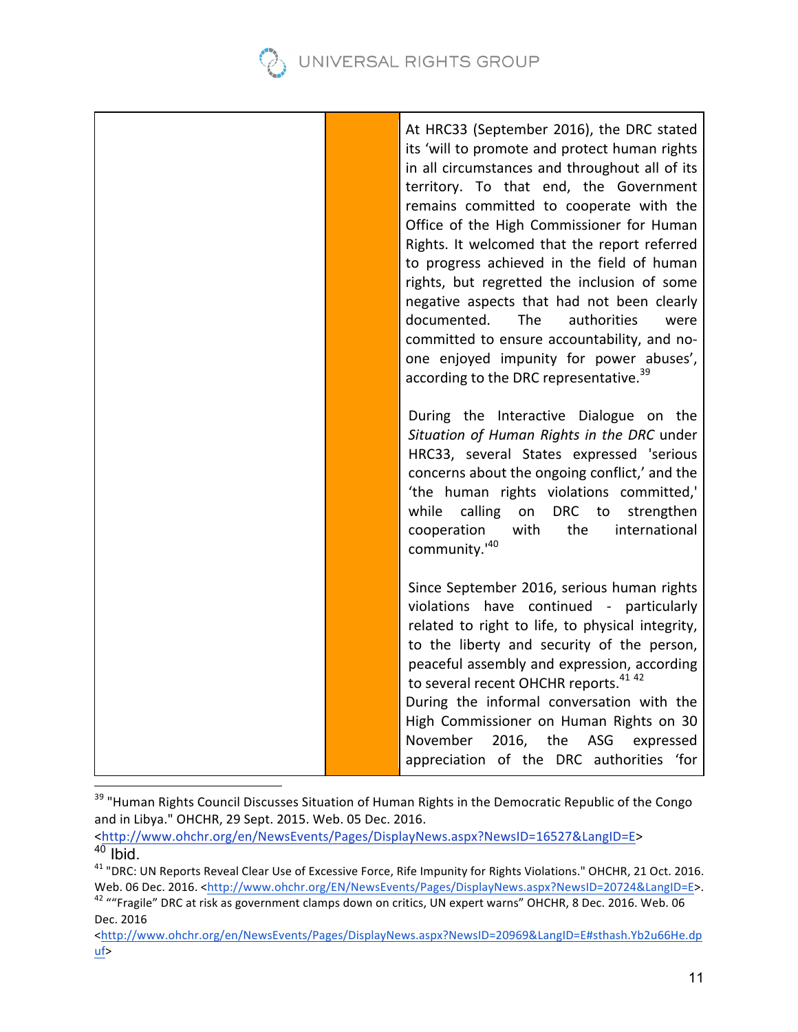| | | |
|---|---|---|
| | | At HRC33 (September 2016), the DRC stated its 'will to promote and protect human rights in all circumstances and throughout all of its territory. To that end, the Government remains committed to cooperate with the Office of the High Commissioner for Human Rights. It welcomed that the report referred to progress achieved in the field of human rights, but regretted the inclusion of some negative aspects that had not been clearly documented. The authorities were committed to ensure accountability, and no-one enjoyed impunity for power abuses', according to the DRC representative.[39]<br><br>During the Interactive Dialogue on the *Situation of Human Rights in the DRC* under HRC33, several States expressed 'serious concerns about the ongoing conflict,' and the 'the human rights violations committed,' while calling on DRC to strengthen cooperation with the international community.'[40]<br><br>Since September 2016, serious human rights violations have continued - particularly related to right to life, to physical integrity, to the liberty and security of the person, peaceful assembly and expression, according to several recent OHCHR reports.[41] [42]<br>During the informal conversation with the High Commissioner on Human Rights on 30 November 2016, the ASG expressed appreciation of the DRC authorities 'for |

[39] "Human Rights Council Discusses Situation of Human Rights in the Democratic Republic of the Congo and in Libya." OHCHR, 29 Sept. 2015. Web. 05 Dec. 2016. <http://www.ohchr.org/en/NewsEvents/Pages/DisplayNews.aspx?NewsID=16527&LangID=E>

[40] Ibid.

[41] "DRC: UN Reports Reveal Clear Use of Excessive Force, Rife Impunity for Rights Violations." OHCHR, 21 Oct. 2016. Web. 06 Dec. 2016. <http://www.ohchr.org/EN/NewsEvents/Pages/DisplayNews.aspx?NewsID=20724&LangID=E>.

[42] ""Fragile" DRC at risk as government clamps down on critics, UN expert warns" OHCHR, 8 Dec. 2016. Web. 06 Dec. 2016 <http://www.ohchr.org/en/NewsEvents/Pages/DisplayNews.aspx?NewsID=20969&LangID=E#sthash.Yb2u66He.dpuf>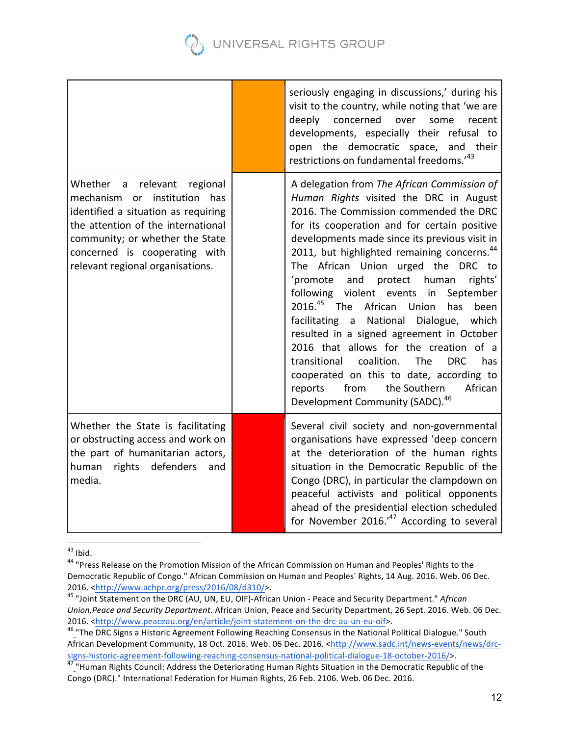| | | |
|---|---|---|
| | | seriously engaging in discussions,' during his visit to the country, while noting that 'we are deeply concerned over some recent developments, especially their refusal to open the democratic space, and their restrictions on fundamental freedoms.'[43] |
| Whether a relevant regional mechanism or institution has identified a situation as requiring the attention of the international community; or whether the State concerned is cooperating with relevant regional organisations. | | A delegation from *The African Commission of Human Rights* visited the DRC in August 2016. The Commission commended the DRC for its cooperation and for certain positive developments made since its previous visit in 2011, but highlighted remaining concerns.[44] The African Union urged the DRC to 'promote and protect human rights' following violent events in September 2016.[45] The African Union has been facilitating a National Dialogue, which resulted in a signed agreement in October 2016 that allows for the creation of a transitional coalition. The DRC has cooperated on this to date, according to reports from the Southern African Development Community (SADC).[46] |
| Whether the State is facilitating or obstructing access and work on the part of humanitarian actors, human rights defenders and media. | | Several civil society and non-governmental organisations have expressed 'deep concern at the deterioration of the human rights situation in the Democratic Republic of the Congo (DRC), in particular the clampdown on peaceful activists and political opponents ahead of the presidential election scheduled for November 2016.'[47] According to several |

[43] Ibid.

[44] "Press Release on the Promotion Mission of the African Commission on Human and Peoples' Rights to the Democratic Republic of Congo." African Commission on Human and Peoples' Rights, 14 Aug. 2016. Web. 06 Dec. 2016. <http://www.achpr.org/press/2016/08/d310/>.

[45] "Joint Statement on the DRC (AU, UN, EU, OIF)-African Union - Peace and Security Department." *African Union,Peace and Security Department*. African Union, Peace and Security Department, 26 Sept. 2016. Web. 06 Dec. 2016. <http://www.peaceau.org/en/article/joint-statement-on-the-drc-au-un-eu-oif>.

[46] "The DRC Signs a Historic Agreement Following Reaching Consensus in the National Political Dialogue." South African Development Community, 18 Oct. 2016. Web. 06 Dec. 2016. <http://www.sadc.int/news-events/news/drc-signs-historic-agreement-followiing-reaching-consensus-national-political-dialogue-18-october-2016/>.

[47] "Human Rights Council: Address the Deteriorating Human Rights Situation in the Democratic Republic of the Congo (DRC)." International Federation for Human Rights, 26 Feb. 2106. Web. 06 Dec. 2016.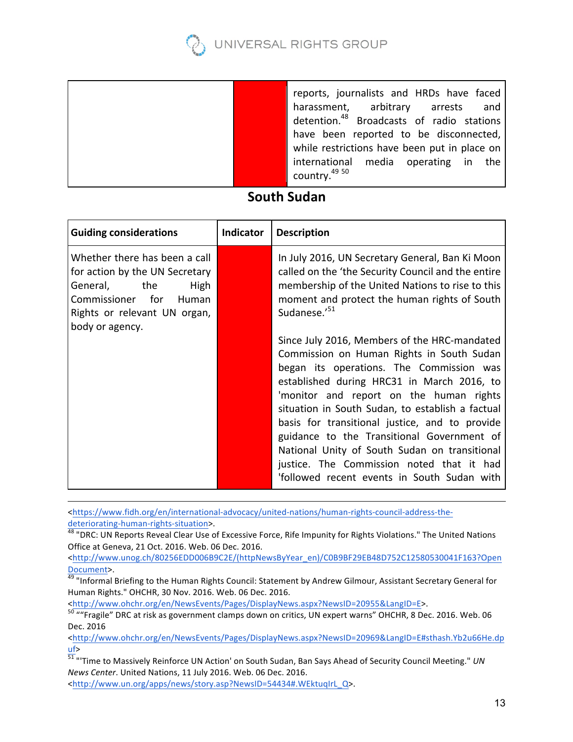| | | |
|---|---|---|
| | | reports, journalists and HRDs have faced harassment, arbitrary arrests and detention.[48] Broadcasts of radio stations have been reported to be disconnected, while restrictions have been put in place on international media operating in the country.[49] [50] |

## South Sudan

| Guiding considerations | Indicator | Description |
|---|---|---|
| Whether there has been a call for action by the UN Secretary General, the High Commissioner for Human Rights or relevant UN organ, body or agency. | | In July 2016, UN Secretary General, Ban Ki Moon called on the 'the Security Council and the entire membership of the United Nations to rise to this moment and protect the human rights of South Sudanese.'[51]<br><br>Since July 2016, Members of the HRC-mandated Commission on Human Rights in South Sudan began its operations. The Commission was established during HRC31 in March 2016, to 'monitor and report on the human rights situation in South Sudan, to establish a factual basis for transitional justice, and to provide guidance to the Transitional Government of National Unity of South Sudan on transitional justice. The Commission noted that it had 'followed recent events in South Sudan with |

<https://www.fidh.org/en/international-advocacy/united-nations/human-rights-council-address-the-deteriorating-human-rights-situation>.

[48] "DRC: UN Reports Reveal Clear Use of Excessive Force, Rife Impunity for Rights Violations." The United Nations Office at Geneva, 21 Oct. 2016. Web. 06 Dec. 2016. <http://www.unog.ch/80256EDD006B9C2E/(httpNewsByYear_en)/C0B9BF29EB48D752C12580530041F163?OpenDocument>.

[49] "Informal Briefing to the Human Rights Council: Statement by Andrew Gilmour, Assistant Secretary General for Human Rights." OHCHR, 30 Nov. 2016. Web. 06 Dec. 2016. <http://www.ohchr.org/en/NewsEvents/Pages/DisplayNews.aspx?NewsID=20955&LangID=E>.

[50] ""Fragile" DRC at risk as government clamps down on critics, UN expert warns" OHCHR, 8 Dec. 2016. Web. 06 Dec. 2016 <http://www.ohchr.org/en/NewsEvents/Pages/DisplayNews.aspx?NewsID=20969&LangID=E#sthash.Yb2u66He.dpuf>

[51] "'Time to Massively Reinforce UN Action' on South Sudan, Ban Says Ahead of Security Council Meeting." *UN News Center*. United Nations, 11 July 2016. Web. 06 Dec. 2016. <http://www.un.org/apps/news/story.asp?NewsID=54434#.WEktuqIrL_Q>.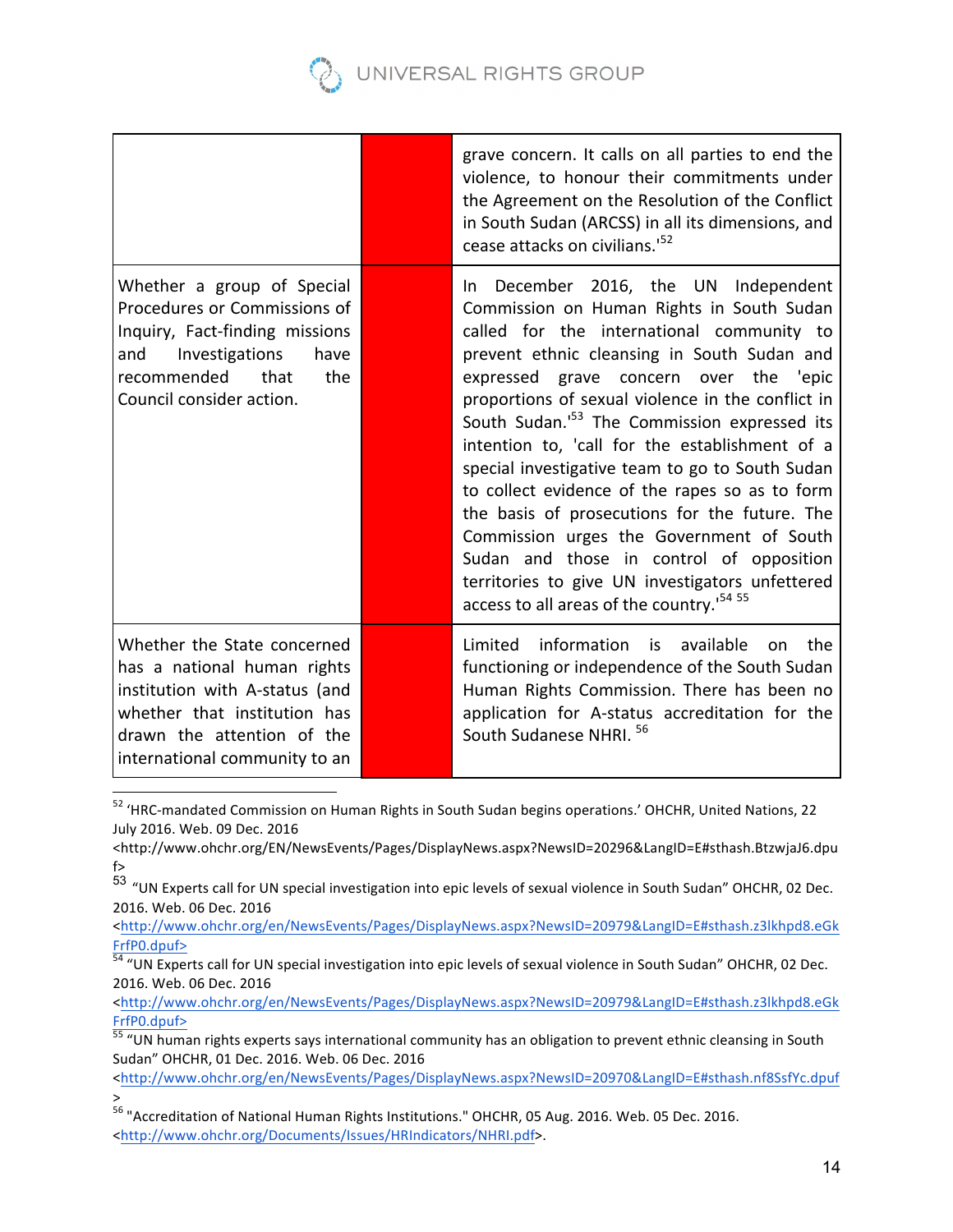| | | |
|---|---|---|
| | | grave concern. It calls on all parties to end the violence, to honour their commitments under the Agreement on the Resolution of the Conflict in South Sudan (ARCSS) in all its dimensions, and cease attacks on civilians.'[52] |
| Whether a group of Special Procedures or Commissions of Inquiry, Fact-finding missions and Investigations have recommended that the Council consider action. | | In December 2016, the UN Independent Commission on Human Rights in South Sudan called for the international community to prevent ethnic cleansing in South Sudan and expressed grave concern over the 'epic proportions of sexual violence in the conflict in South Sudan.'[53] The Commission expressed its intention to, 'call for the establishment of a special investigative team to go to South Sudan to collect evidence of the rapes so as to form the basis of prosecutions for the future. The Commission urges the Government of South Sudan and those in control of opposition territories to give UN investigators unfettered access to all areas of the country.'[54] [55] |
| Whether the State concerned has a national human rights institution with A-status (and whether that institution has drawn the attention of the international community to an | | Limited information is available on the functioning or independence of the South Sudan Human Rights Commission. There has been no application for A-status accreditation for the South Sudanese NHRI. [56] |

[52] 'HRC-mandated Commission on Human Rights in South Sudan begins operations.' OHCHR, United Nations, 22 July 2016. Web. 09 Dec. 2016 <http://www.ohchr.org/EN/NewsEvents/Pages/DisplayNews.aspx?NewsID=20296&LangID=E#sthash.BtzwjaJ6.dpuf>

[53] "UN Experts call for UN special investigation into epic levels of sexual violence in South Sudan" OHCHR, 02 Dec. 2016. Web. 06 Dec. 2016 <http://www.ohchr.org/en/NewsEvents/Pages/DisplayNews.aspx?NewsID=20979&LangID=E#sthash.z3lkhpd8.eGkFrfP0.dpuf>

[54] "UN Experts call for UN special investigation into epic levels of sexual violence in South Sudan" OHCHR, 02 Dec. 2016. Web. 06 Dec. 2016 <http://www.ohchr.org/en/NewsEvents/Pages/DisplayNews.aspx?NewsID=20979&LangID=E#sthash.z3lkhpd8.eGkFrfP0.dpuf>

[55] "UN human rights experts says international community has an obligation to prevent ethnic cleansing in South Sudan" OHCHR, 01 Dec. 2016. Web. 06 Dec. 2016 <http://www.ohchr.org/en/NewsEvents/Pages/DisplayNews.aspx?NewsID=20970&LangID=E#sthash.nf8SsfYc.dpuf>

[56] "Accreditation of National Human Rights Institutions." OHCHR, 05 Aug. 2016. Web. 05 Dec. 2016. <http://www.ohchr.org/Documents/Issues/HRIndicators/NHRI.pdf>.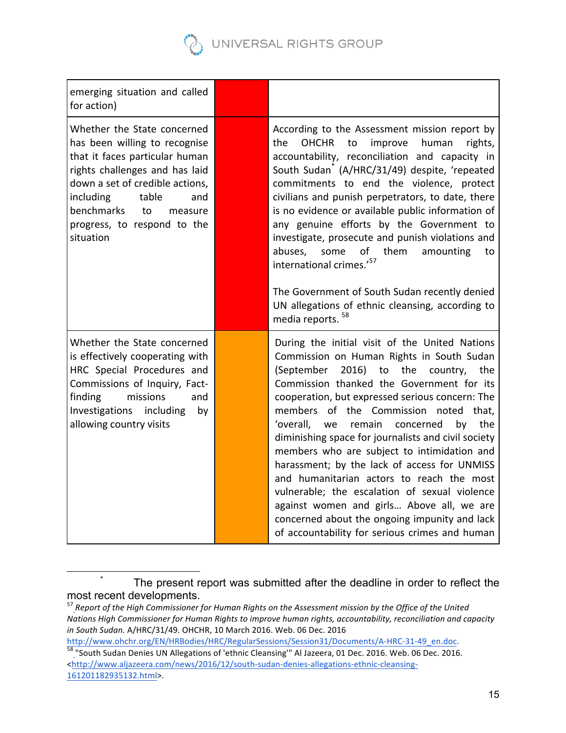| | | |
|---|---|---|
| emerging situation and called for action) | | |
| Whether the State concerned has been willing to recognise that it faces particular human rights challenges and has laid down a set of credible actions, including table and benchmarks to measure progress, to respond to the situation | | According to the Assessment mission report by the OHCHR to improve human rights, accountability, reconciliation and capacity in South Sudan[*] (A/HRC/31/49) despite, 'repeated commitments to end the violence, protect civilians and punish perpetrators, to date, there is no evidence or available public information of any genuine efforts by the Government to investigate, prosecute and punish violations and abuses, some of them amounting to international crimes.'[57]<br><br>The Government of South Sudan recently denied UN allegations of ethnic cleansing, according to media reports. [58] |
| Whether the State concerned is effectively cooperating with HRC Special Procedures and Commissions of Inquiry, Fact-finding missions and Investigations including by allowing country visits | | During the initial visit of the United Nations Commission on Human Rights in South Sudan (September 2016) to the country, the Commission thanked the Government for its cooperation, but expressed serious concern: The members of the Commission noted that, 'overall, we remain concerned by the diminishing space for journalists and civil society members who are subject to intimidation and harassment; by the lack of access for UNMISS and humanitarian actors to reach the most vulnerable; the escalation of sexual violence against women and girls… Above all, we are concerned about the ongoing impunity and lack of accountability for serious crimes and human |

[*] The present report was submitted after the deadline in order to reflect the most recent developments.

[57] *Report of the High Commissioner for Human Rights on the Assessment mission by the Office of the United Nations High Commissioner for Human Rights to improve human rights, accountability, reconciliation and capacity in South Sudan.* A/HRC/31/49. OHCHR, 10 March 2016. Web. 06 Dec. 2016 http://www.ohchr.org/EN/HRBodies/HRC/RegularSessions/Session31/Documents/A-HRC-31-49_en.doc.

[58] "South Sudan Denies UN Allegations of 'ethnic Cleansing'" Al Jazeera, 01 Dec. 2016. Web. 06 Dec. 2016. <http://www.aljazeera.com/news/2016/12/south-sudan-denies-allegations-ethnic-cleansing-161201182935132.html>.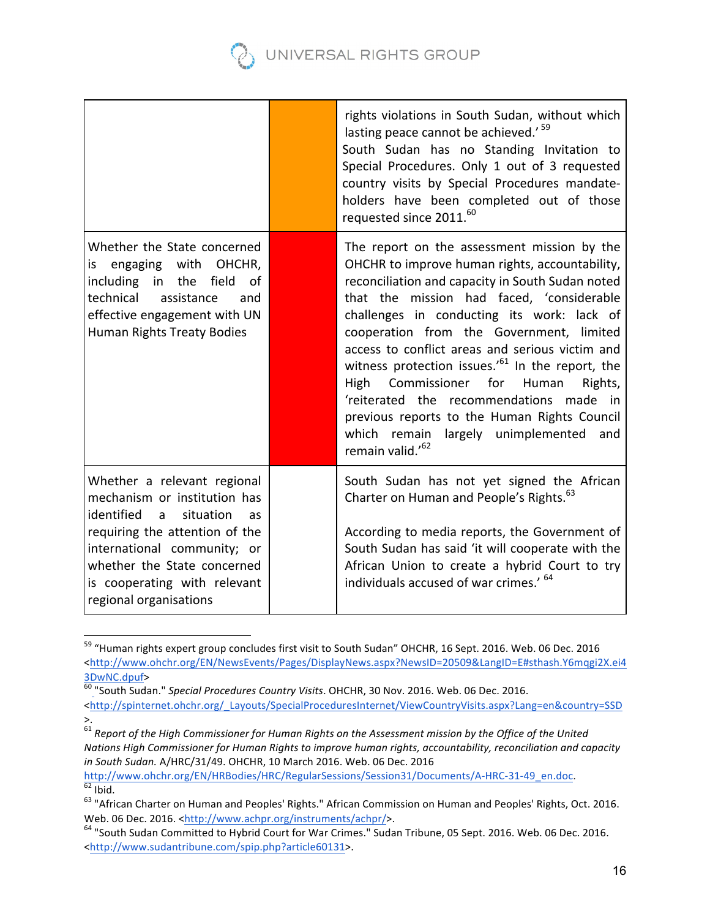| | | |
|---|---|---|
| | | rights violations in South Sudan, without which lasting peace cannot be achieved.'[59] South Sudan has no Standing Invitation to Special Procedures. Only 1 out of 3 requested country visits by Special Procedures mandate-holders have been completed out of those requested since 2011.[60] |
| Whether the State concerned is engaging with OHCHR, including in the field of technical assistance and effective engagement with UN Human Rights Treaty Bodies | | The report on the assessment mission by the OHCHR to improve human rights, accountability, reconciliation and capacity in South Sudan noted that the mission had faced, 'considerable challenges in conducting its work: lack of cooperation from the Government, limited access to conflict areas and serious victim and witness protection issues.'[61] In the report, the High Commissioner for Human Rights, 'reiterated the recommendations made in previous reports to the Human Rights Council which remain largely unimplemented and remain valid.'[62] |
| Whether a relevant regional mechanism or institution has identified a situation as requiring the attention of the international community; or whether the State concerned is cooperating with relevant regional organisations | | South Sudan has not yet signed the African Charter on Human and People's Rights.[63]<br><br>According to media reports, the Government of South Sudan has said 'it will cooperate with the African Union to create a hybrid Court to try individuals accused of war crimes.'[64] |

[59] "Human rights expert group concludes first visit to South Sudan" OHCHR, 16 Sept. 2016. Web. 06 Dec. 2016 <http://www.ohchr.org/EN/NewsEvents/Pages/DisplayNews.aspx?NewsID=20509&LangID=E#sthash.Y6mqgi2X.ei43DwNC.dpuf>

[60] "South Sudan." *Special Procedures Country Visits*. OHCHR, 30 Nov. 2016. Web. 06 Dec. 2016. <http://spinternet.ohchr.org/_Layouts/SpecialProceduresInternet/ViewCountryVisits.aspx?Lang=en&country=SSD>.

[61] *Report of the High Commissioner for Human Rights on the Assessment mission by the Office of the United Nations High Commissioner for Human Rights to improve human rights, accountability, reconciliation and capacity in South Sudan.* A/HRC/31/49. OHCHR, 10 March 2016. Web. 06 Dec. 2016 http://www.ohchr.org/EN/HRBodies/HRC/RegularSessions/Session31/Documents/A-HRC-31-49_en.doc.

[62] Ibid.

[63] "African Charter on Human and Peoples' Rights." African Commission on Human and Peoples' Rights, Oct. 2016. Web. 06 Dec. 2016. <http://www.achpr.org/instruments/achpr/>.

[64] "South Sudan Committed to Hybrid Court for War Crimes." Sudan Tribune, 05 Sept. 2016. Web. 06 Dec. 2016. <http://www.sudantribune.com/spip.php?article60131>.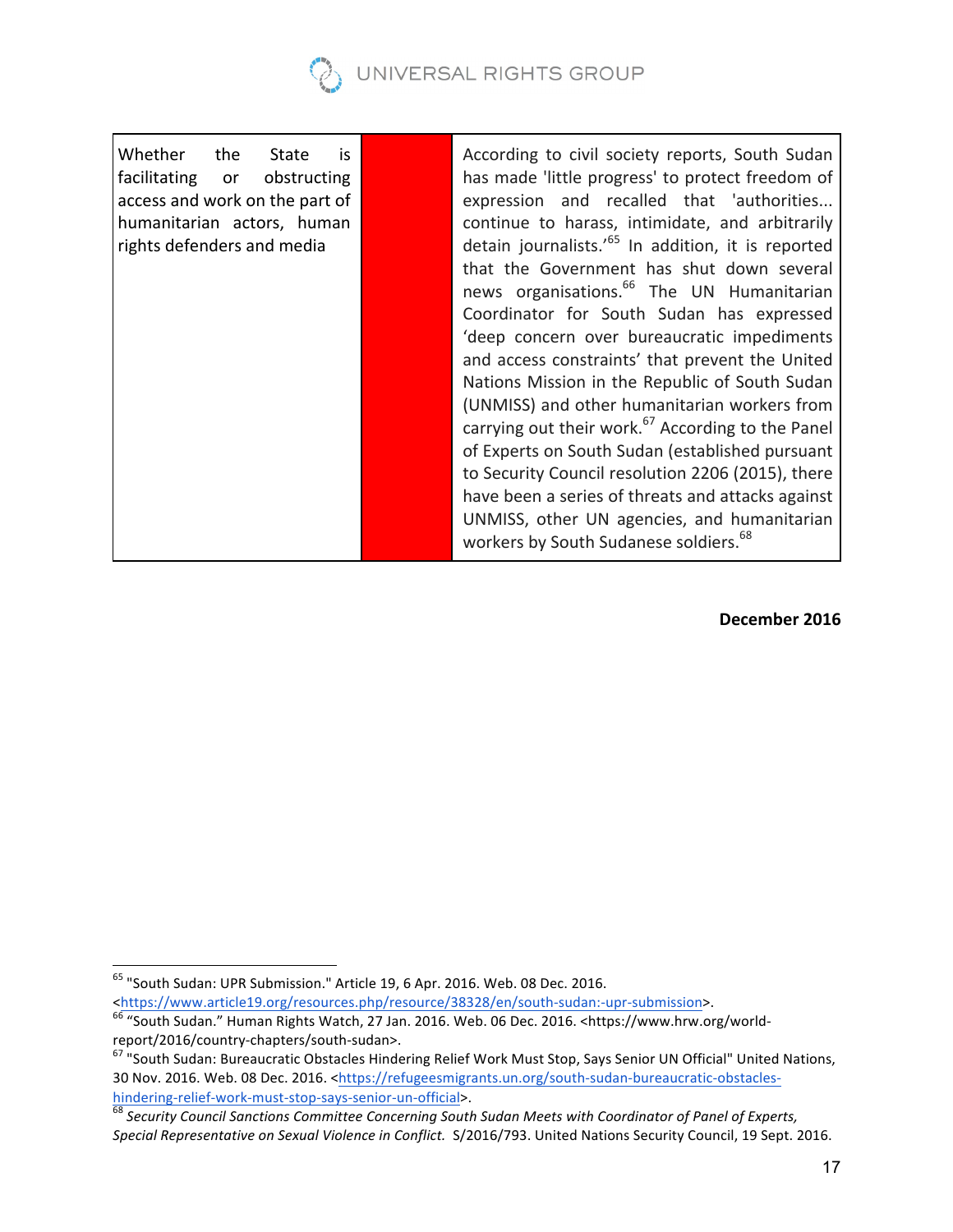| | | |
|---|---|---|
| Whether the State is facilitating or obstructing access and work on the part of humanitarian actors, human rights defenders and media | | According to civil society reports, South Sudan has made 'little progress' to protect freedom of expression and recalled that 'authorities... continue to harass, intimidate, and arbitrarily detain journalists.'[65] In addition, it is reported that the Government has shut down several news organisations.[66] The UN Humanitarian Coordinator for South Sudan has expressed 'deep concern over bureaucratic impediments and access constraints' that prevent the United Nations Mission in the Republic of South Sudan (UNMISS) and other humanitarian workers from carrying out their work.[67] According to the Panel of Experts on South Sudan (established pursuant to Security Council resolution 2206 (2015), there have been a series of threats and attacks against UNMISS, other UN agencies, and humanitarian workers by South Sudanese soldiers.[68] |

**December 2016**

[65] "South Sudan: UPR Submission." Article 19, 6 Apr. 2016. Web. 08 Dec. 2016. <https://www.article19.org/resources.php/resource/38328/en/south-sudan:-upr-submission>.

[66] "South Sudan." Human Rights Watch, 27 Jan. 2016. Web. 06 Dec. 2016. <https://www.hrw.org/world-report/2016/country-chapters/south-sudan>.

[67] "South Sudan: Bureaucratic Obstacles Hindering Relief Work Must Stop, Says Senior UN Official" United Nations, 30 Nov. 2016. Web. 08 Dec. 2016. <https://refugeesmigrants.un.org/south-sudan-bureaucratic-obstacles-hindering-relief-work-must-stop-says-senior-un-official>.

[68] *Security Council Sanctions Committee Concerning South Sudan Meets with Coordinator of Panel of Experts, Special Representative on Sexual Violence in Conflict.* S/2016/793. United Nations Security Council, 19 Sept. 2016.